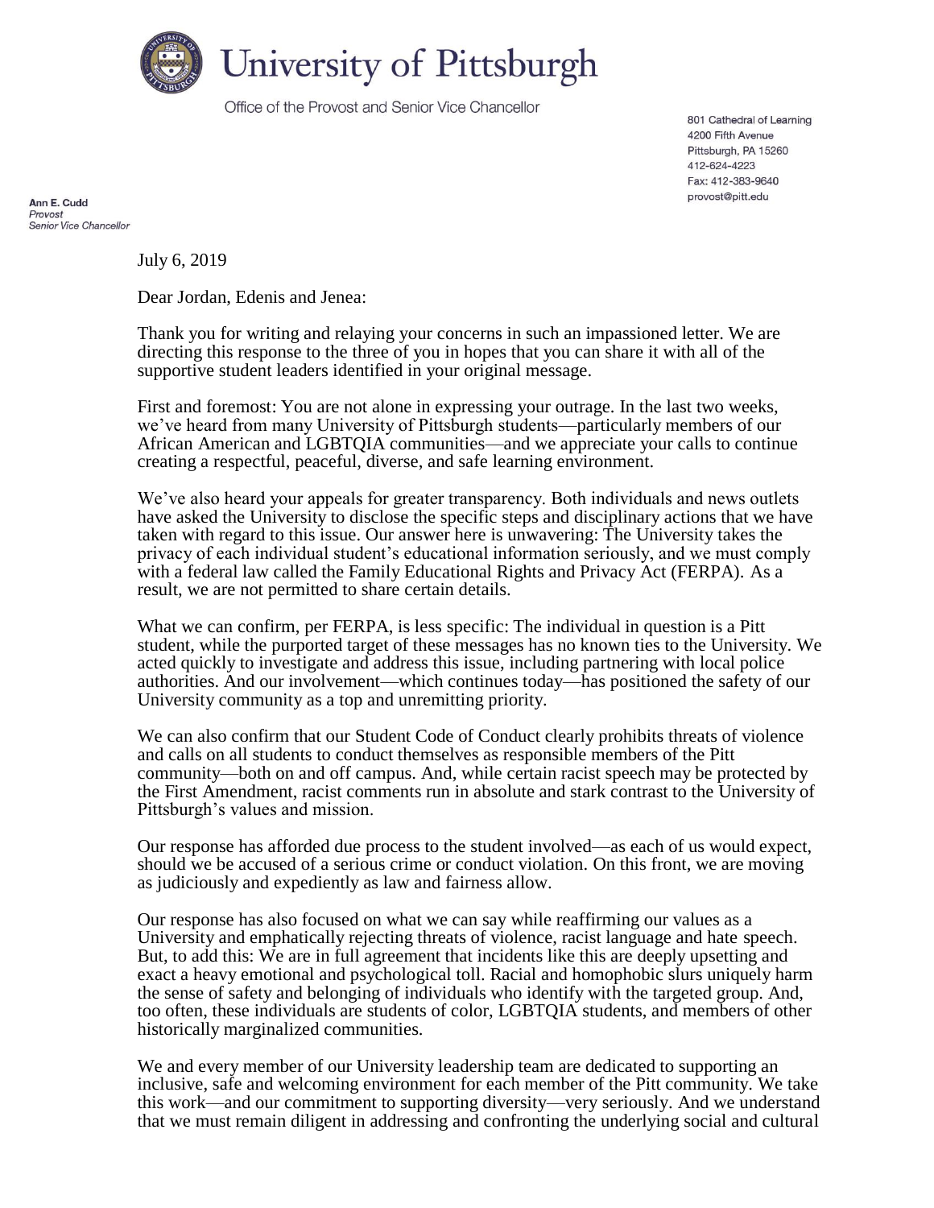# University of Pittsburgh

Office of the Provost and Senior Vice Chancellor

801 Cathedral of Learning
4200 Fifth Avenue
Pittsburgh, PA 15260
412-624-4223
Fax: 412-383-9640
provost@pitt.edu

**Ann E. Cudd**
*Provost*
*Senior Vice Chancellor*

July 6, 2019

Dear Jordan, Edenis and Jenea:

Thank you for writing and relaying your concerns in such an impassioned letter. We are directing this response to the three of you in hopes that you can share it with all of the supportive student leaders identified in your original message.

First and foremost: You are not alone in expressing your outrage. In the last two weeks, we've heard from many University of Pittsburgh students—particularly members of our African American and LGBTQIA communities—and we appreciate your calls to continue creating a respectful, peaceful, diverse, and safe learning environment.

We've also heard your appeals for greater transparency. Both individuals and news outlets have asked the University to disclose the specific steps and disciplinary actions that we have taken with regard to this issue. Our answer here is unwavering: The University takes the privacy of each individual student's educational information seriously, and we must comply with a federal law called the Family Educational Rights and Privacy Act (FERPA). As a result, we are not permitted to share certain details.

What we can confirm, per FERPA, is less specific: The individual in question is a Pitt student, while the purported target of these messages has no known ties to the University. We acted quickly to investigate and address this issue, including partnering with local police authorities. And our involvement—which continues today—has positioned the safety of our University community as a top and unremitting priority.

We can also confirm that our Student Code of Conduct clearly prohibits threats of violence and calls on all students to conduct themselves as responsible members of the Pitt community—both on and off campus. And, while certain racist speech may be protected by the First Amendment, racist comments run in absolute and stark contrast to the University of Pittsburgh's values and mission.

Our response has afforded due process to the student involved—as each of us would expect, should we be accused of a serious crime or conduct violation. On this front, we are moving as judiciously and expediently as law and fairness allow.

Our response has also focused on what we can say while reaffirming our values as a University and emphatically rejecting threats of violence, racist language and hate speech. But, to add this: We are in full agreement that incidents like this are deeply upsetting and exact a heavy emotional and psychological toll. Racial and homophobic slurs uniquely harm the sense of safety and belonging of individuals who identify with the targeted group. And, too often, these individuals are students of color, LGBTQIA students, and members of other historically marginalized communities.

We and every member of our University leadership team are dedicated to supporting an inclusive, safe and welcoming environment for each member of the Pitt community. We take this work—and our commitment to supporting diversity—very seriously. And we understand that we must remain diligent in addressing and confronting the underlying social and cultural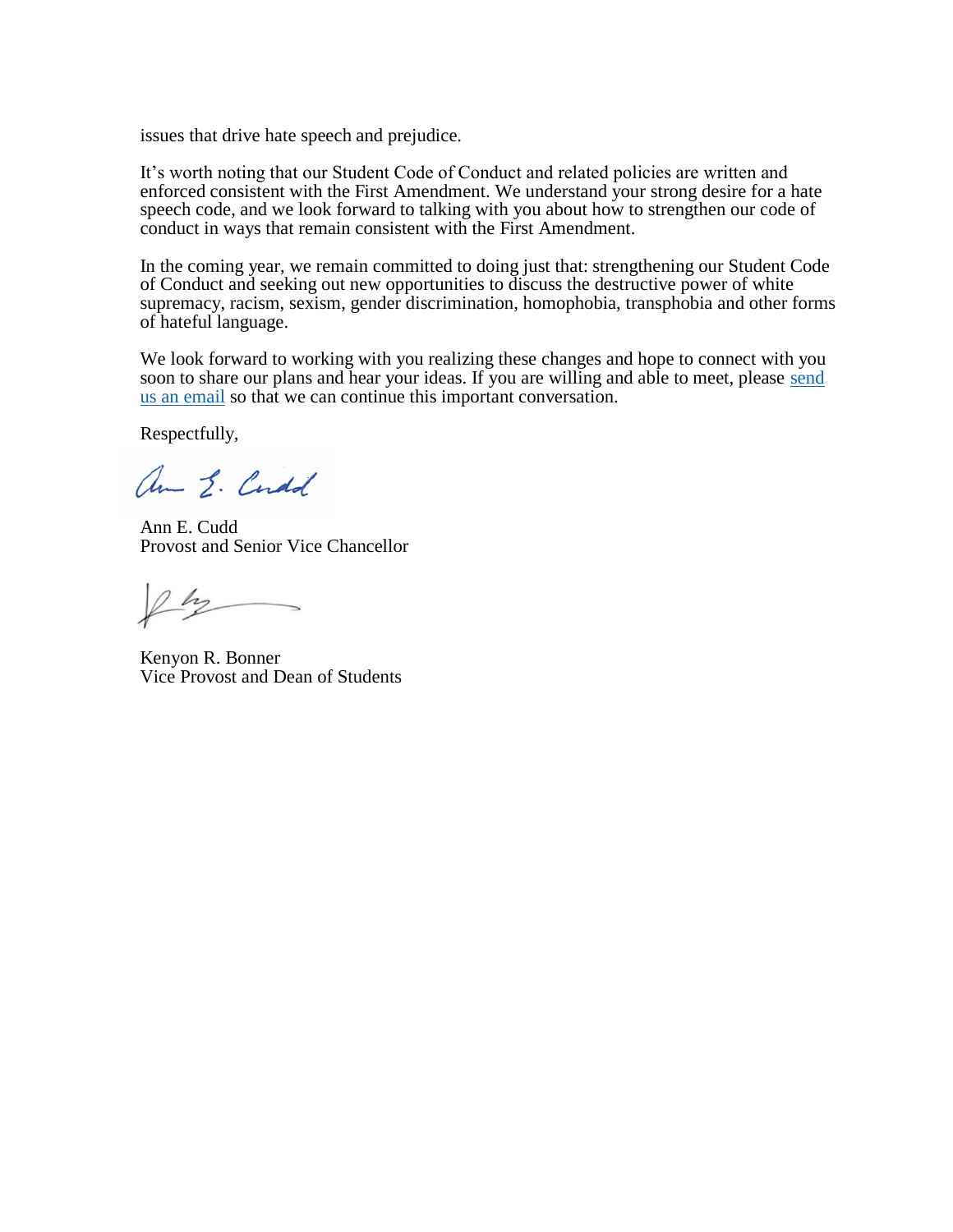issues that drive hate speech and prejudice.

It's worth noting that our Student Code of Conduct and related policies are written and enforced consistent with the First Amendment. We understand your strong desire for a hate speech code, and we look forward to talking with you about how to strengthen our code of conduct in ways that remain consistent with the First Amendment.

In the coming year, we remain committed to doing just that: strengthening our Student Code of Conduct and seeking out new opportunities to discuss the destructive power of white supremacy, racism, sexism, gender discrimination, homophobia, transphobia and other forms of hateful language.

We look forward to working with you realizing these changes and hope to connect with you soon to share our plans and hear your ideas. If you are willing and able to meet, please send us an email so that we can continue this important conversation.

Respectfully,

Ann E. Cudd
Provost and Senior Vice Chancellor

Kenyon R. Bonner
Vice Provost and Dean of Students